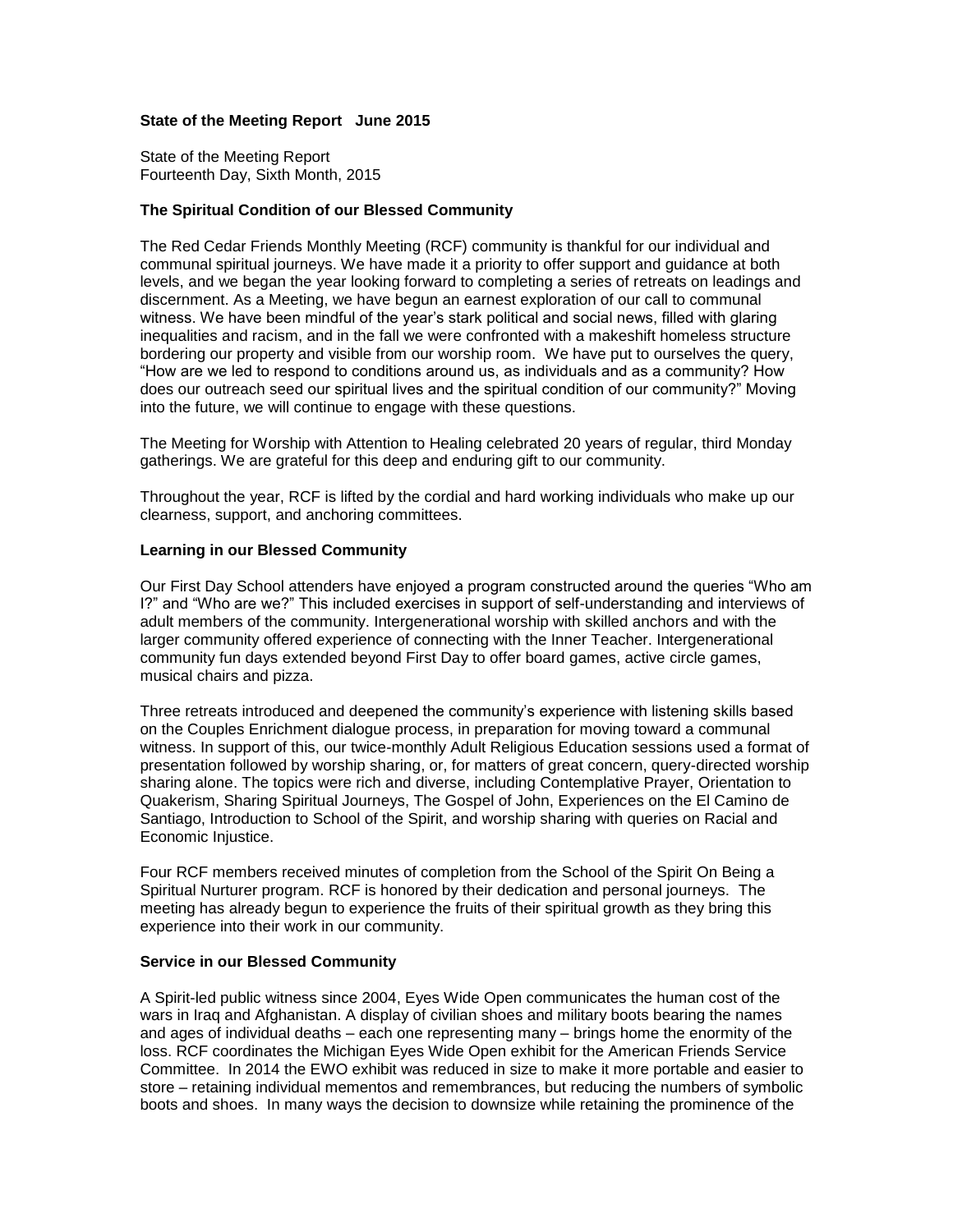**State of the Meeting Report June 2015**

State of the Meeting Report
Fourteenth Day, Sixth Month, 2015

### The Spiritual Condition of our Blessed Community

The Red Cedar Friends Monthly Meeting (RCF) community is thankful for our individual and communal spiritual journeys. We have made it a priority to offer support and guidance at both levels, and we began the year looking forward to completing a series of retreats on leadings and discernment. As a Meeting, we have begun an earnest exploration of our call to communal witness. We have been mindful of the year's stark political and social news, filled with glaring inequalities and racism, and in the fall we were confronted with a makeshift homeless structure bordering our property and visible from our worship room. We have put to ourselves the query, "How are we led to respond to conditions around us, as individuals and as a community? How does our outreach seed our spiritual lives and the spiritual condition of our community?" Moving into the future, we will continue to engage with these questions.

The Meeting for Worship with Attention to Healing celebrated 20 years of regular, third Monday gatherings. We are grateful for this deep and enduring gift to our community.

Throughout the year, RCF is lifted by the cordial and hard working individuals who make up our clearness, support, and anchoring committees.

### Learning in our Blessed Community

Our First Day School attenders have enjoyed a program constructed around the queries "Who am I?" and "Who are we?" This included exercises in support of self-understanding and interviews of adult members of the community. Intergenerational worship with skilled anchors and with the larger community offered experience of connecting with the Inner Teacher. Intergenerational community fun days extended beyond First Day to offer board games, active circle games, musical chairs and pizza.

Three retreats introduced and deepened the community's experience with listening skills based on the Couples Enrichment dialogue process, in preparation for moving toward a communal witness. In support of this, our twice-monthly Adult Religious Education sessions used a format of presentation followed by worship sharing, or, for matters of great concern, query-directed worship sharing alone. The topics were rich and diverse, including Contemplative Prayer, Orientation to Quakerism, Sharing Spiritual Journeys, The Gospel of John, Experiences on the El Camino de Santiago, Introduction to School of the Spirit, and worship sharing with queries on Racial and Economic Injustice.

Four RCF members received minutes of completion from the School of the Spirit On Being a Spiritual Nurturer program. RCF is honored by their dedication and personal journeys. The meeting has already begun to experience the fruits of their spiritual growth as they bring this experience into their work in our community.

### Service in our Blessed Community

A Spirit-led public witness since 2004, Eyes Wide Open communicates the human cost of the wars in Iraq and Afghanistan. A display of civilian shoes and military boots bearing the names and ages of individual deaths – each one representing many – brings home the enormity of the loss. RCF coordinates the Michigan Eyes Wide Open exhibit for the American Friends Service Committee. In 2014 the EWO exhibit was reduced in size to make it more portable and easier to store – retaining individual mementos and remembrances, but reducing the numbers of symbolic boots and shoes. In many ways the decision to downsize while retaining the prominence of the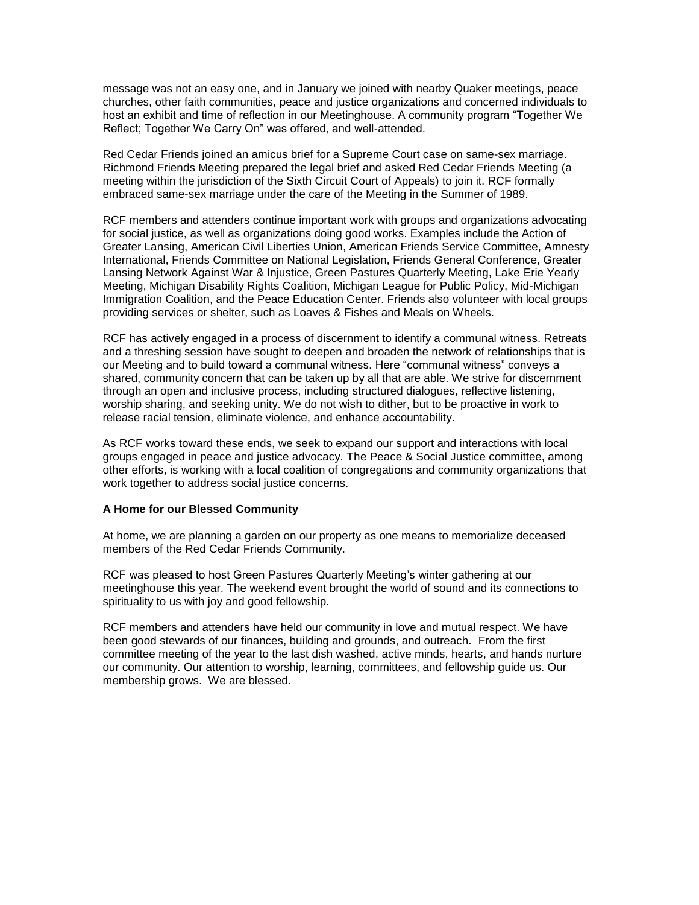message was not an easy one, and in January we joined with nearby Quaker meetings, peace churches, other faith communities, peace and justice organizations and concerned individuals to host an exhibit and time of reflection in our Meetinghouse. A community program "Together We Reflect; Together We Carry On" was offered, and well-attended.

Red Cedar Friends joined an amicus brief for a Supreme Court case on same-sex marriage. Richmond Friends Meeting prepared the legal brief and asked Red Cedar Friends Meeting (a meeting within the jurisdiction of the Sixth Circuit Court of Appeals) to join it. RCF formally embraced same-sex marriage under the care of the Meeting in the Summer of 1989.

RCF members and attenders continue important work with groups and organizations advocating for social justice, as well as organizations doing good works. Examples include the Action of Greater Lansing, American Civil Liberties Union, American Friends Service Committee, Amnesty International, Friends Committee on National Legislation, Friends General Conference, Greater Lansing Network Against War & Injustice, Green Pastures Quarterly Meeting, Lake Erie Yearly Meeting, Michigan Disability Rights Coalition, Michigan League for Public Policy, Mid-Michigan Immigration Coalition, and the Peace Education Center. Friends also volunteer with local groups providing services or shelter, such as Loaves & Fishes and Meals on Wheels.

RCF has actively engaged in a process of discernment to identify a communal witness. Retreats and a threshing session have sought to deepen and broaden the network of relationships that is our Meeting and to build toward a communal witness. Here "communal witness" conveys a shared, community concern that can be taken up by all that are able. We strive for discernment through an open and inclusive process, including structured dialogues, reflective listening, worship sharing, and seeking unity. We do not wish to dither, but to be proactive in work to release racial tension, eliminate violence, and enhance accountability.

As RCF works toward these ends, we seek to expand our support and interactions with local groups engaged in peace and justice advocacy. The Peace & Social Justice committee, among other efforts, is working with a local coalition of congregations and community organizations that work together to address social justice concerns.

**A Home for our Blessed Community**

At home, we are planning a garden on our property as one means to memorialize deceased members of the Red Cedar Friends Community.

RCF was pleased to host Green Pastures Quarterly Meeting's winter gathering at our meetinghouse this year. The weekend event brought the world of sound and its connections to spirituality to us with joy and good fellowship.

RCF members and attenders have held our community in love and mutual respect. We have been good stewards of our finances, building and grounds, and outreach. From the first committee meeting of the year to the last dish washed, active minds, hearts, and hands nurture our community. Our attention to worship, learning, committees, and fellowship guide us. Our membership grows. We are blessed.